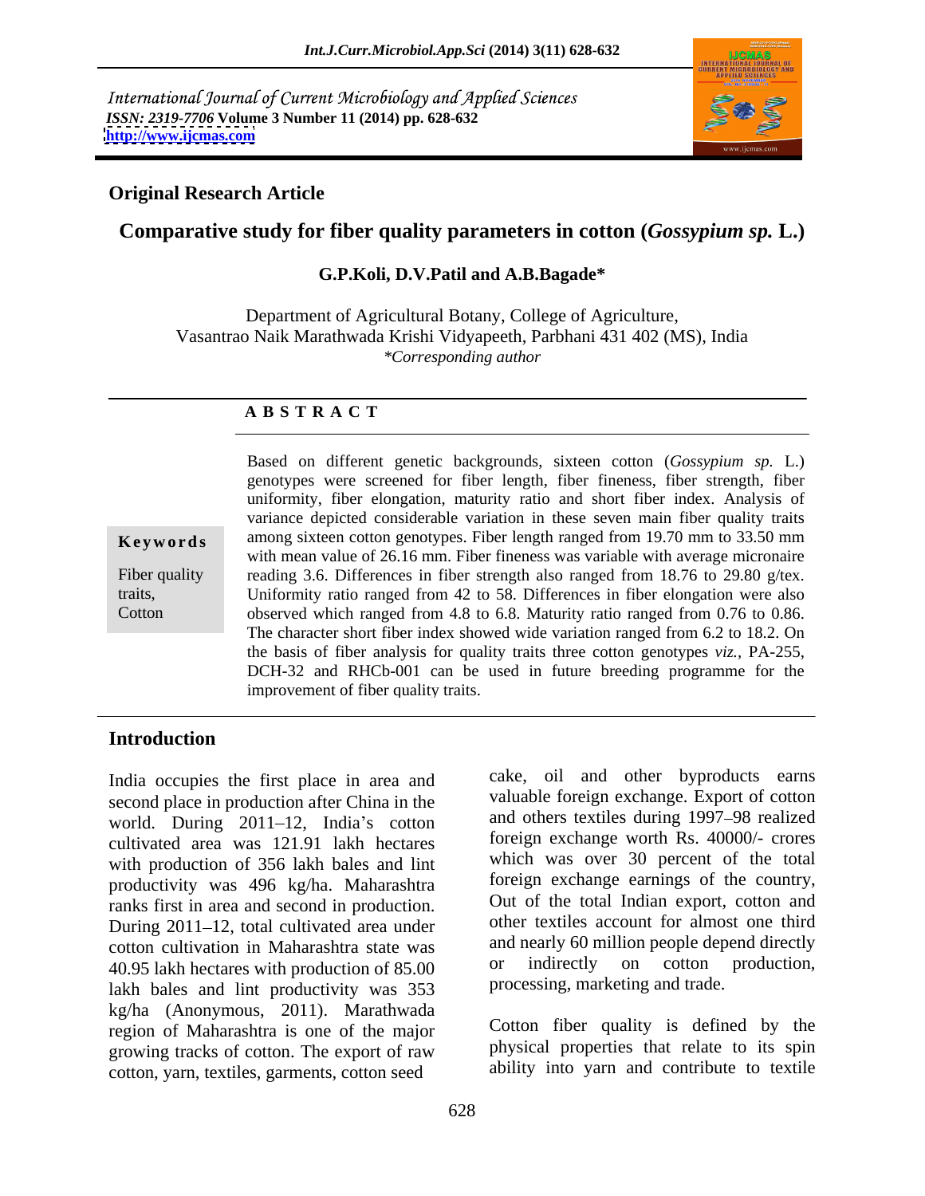International Journal of Current Microbiology and Applied Sciences
*ISSN: 2319-7706* **Volume 3 Number 11 (2014) pp. 628-632**
**http://www.ijcmas.com**

**Original Research Article**

# Comparative study for fiber quality parameters in cotton (*Gossypium sp.* L.)

**G.P.Koli, D.V.Patil and A.B.Bagade***

Department of Agricultural Botany, College of Agriculture,
Vasantrao Naik Marathwada Krishi Vidyapeeth, Parbhani 431 402 (MS), India
*\*Corresponding author*

## A B S T R A C T

**Keywords**

Fiber quality traits,
Cotton

Based on different genetic backgrounds, sixteen cotton (*Gossypium sp.* L.) genotypes were screened for fiber length, fiber fineness, fiber strength, fiber uniformity, fiber elongation, maturity ratio and short fiber index. Analysis of variance depicted considerable variation in these seven main fiber quality traits among sixteen cotton genotypes. Fiber length ranged from 19.70 mm to 33.50 mm with mean value of 26.16 mm. Fiber fineness was variable with average micronaire reading 3.6. Differences in fiber strength also ranged from 18.76 to 29.80 g/tex. Uniformity ratio ranged from 42 to 58. Differences in fiber elongation were also observed which ranged from 4.8 to 6.8. Maturity ratio ranged from 0.76 to 0.86. The character short fiber index showed wide variation ranged from 6.2 to 18.2. On the basis of fiber analysis for quality traits three cotton genotypes *viz.*, PA-255, DCH-32 and RHCb-001 can be used in future breeding programme for the improvement of fiber quality traits.

## Introduction

India occupies the first place in area and second place in production after China in the world. During 2011–12, India's cotton cultivated area was 121.91 lakh hectares with production of 356 lakh bales and lint productivity was 496 kg/ha. Maharashtra ranks first in area and second in production. During 2011–12, total cultivated area under cotton cultivation in Maharashtra state was 40.95 lakh hectares with production of 85.00 lakh bales and lint productivity was 353 kg/ha (Anonymous, 2011). Marathwada region of Maharashtra is one of the major growing tracks of cotton. The export of raw cotton, yarn, textiles, garments, cotton seed cake, oil and other byproducts earns valuable foreign exchange. Export of cotton and others textiles during 1997–98 realized foreign exchange worth Rs. 40000/- crores which was over 30 percent of the total foreign exchange earnings of the country, Out of the total Indian export, cotton and other textiles account for almost one third and nearly 60 million people depend directly or indirectly on cotton production, processing, marketing and trade.

Cotton fiber quality is defined by the physical properties that relate to its spin ability into yarn and contribute to textile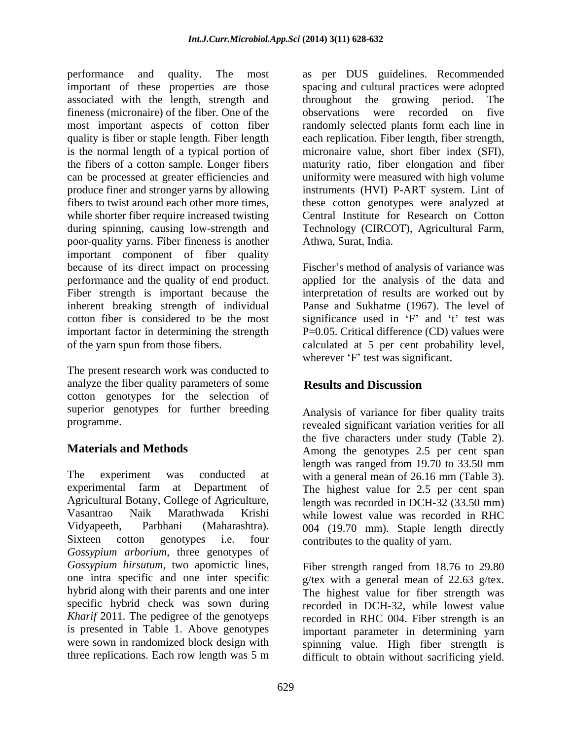performance and quality. The most important of these properties are those associated with the length, strength and fineness (micronaire) of the fiber. One of the most important aspects of cotton fiber quality is fiber or staple length. Fiber length is the normal length of a typical portion of the fibers of a cotton sample. Longer fibers can be processed at greater efficiencies and produce finer and stronger yarns by allowing fibers to twist around each other more times, while shorter fiber require increased twisting during spinning, causing low-strength and poor-quality yarns. Fiber fineness is another important component of fiber quality because of its direct impact on processing performance and the quality of end product. Fiber strength is important because the inherent breaking strength of individual cotton fiber is considered to be the most important factor in determining the strength of the yarn spun from those fibers.

The present research work was conducted to analyze the fiber quality parameters of some cotton genotypes for the selection of superior genotypes for further breeding programme.

## Materials and Methods

The experiment was conducted at experimental farm at Department of Agricultural Botany, College of Agriculture, Vasantrao Naik Marathwada Krishi Vidyapeeth, Parbhani (Maharashtra). Sixteen cotton genotypes i.e. four *Gossypium arborium*, three genotypes of *Gossypium hirsutum*, two apomictic lines, one intra specific and one inter specific hybrid along with their parents and one inter specific hybrid check was sown during *Kharif* 2011. The pedigree of the genotyeps is presented in Table 1. Above genotypes were sown in randomized block design with three replications. Each row length was 5 m as per DUS guidelines. Recommended spacing and cultural practices were adopted throughout the growing period. The observations were recorded on five randomly selected plants form each line in each replication. Fiber length, fiber strength, micronaire value, short fiber index (SFI), maturity ratio, fiber elongation and fiber uniformity were measured with high volume instruments (HVI) P-ART system. Lint of these cotton genotypes were analyzed at Central Institute for Research on Cotton Technology (CIRCOT), Agricultural Farm, Athwa, Surat, India.

Fischer's method of analysis of variance was applied for the analysis of the data and interpretation of results are worked out by Panse and Sukhatme (1967). The level of significance used in 'F' and 't' test was P=0.05. Critical difference (CD) values were calculated at 5 per cent probability level, wherever 'F' test was significant.

## Results and Discussion

Analysis of variance for fiber quality traits revealed significant variation verities for all the five characters under study (Table 2). Among the genotypes 2.5 per cent span length was ranged from 19.70 to 33.50 mm with a general mean of 26.16 mm (Table 3). The highest value for 2.5 per cent span length was recorded in DCH-32 (33.50 mm) while lowest value was recorded in RHC 004 (19.70 mm). Staple length directly contributes to the quality of yarn.

Fiber strength ranged from 18.76 to 29.80 g/tex with a general mean of 22.63 g/tex. The highest value for fiber strength was recorded in DCH-32, while lowest value recorded in RHC 004. Fiber strength is an important parameter in determining yarn spinning value. High fiber strength is difficult to obtain without sacrificing yield.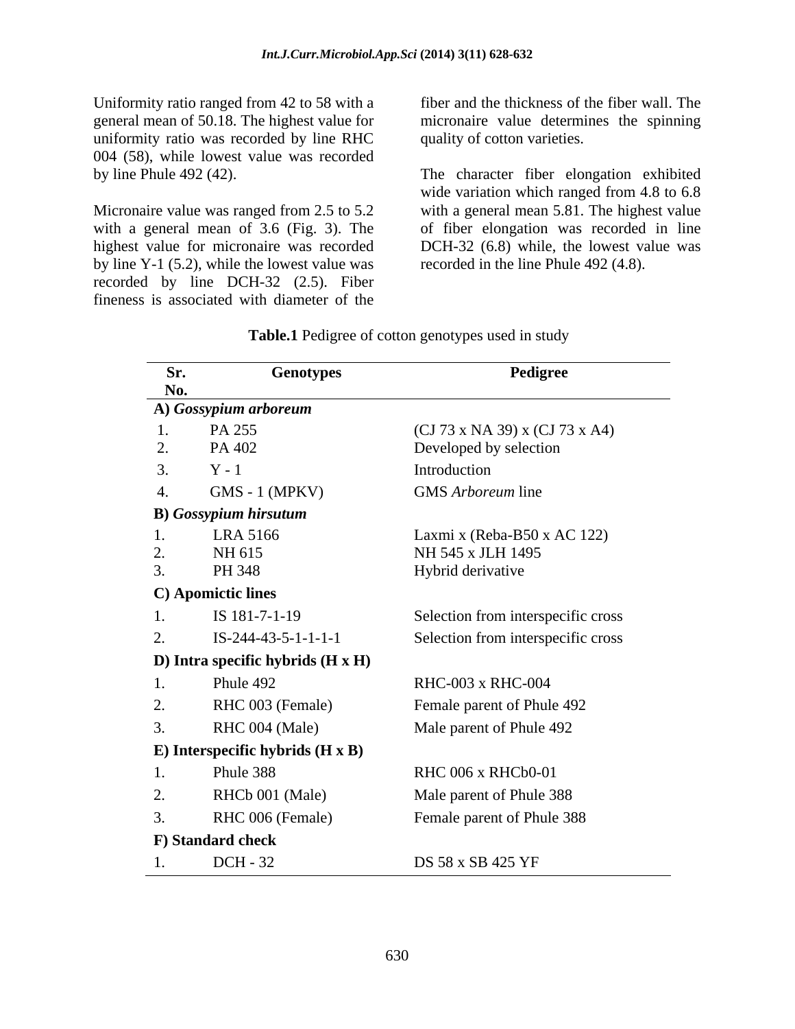Uniformity ratio ranged from 42 to 58 with a general mean of 50.18. The highest value for uniformity ratio was recorded by line RHC 004 (58), while lowest value was recorded by line Phule 492 (42).

Micronaire value was ranged from 2.5 to 5.2 with a general mean of 3.6 (Fig. 3). The highest value for micronaire was recorded by line Y-1 (5.2), while the lowest value was recorded by line DCH-32 (2.5). Fiber fineness is associated with diameter of the fiber and the thickness of the fiber wall. The micronaire value determines the spinning quality of cotton varieties.

The character fiber elongation exhibited wide variation which ranged from 4.8 to 6.8 with a general mean 5.81. The highest value of fiber elongation was recorded in line DCH-32 (6.8) while, the lowest value was recorded in the line Phule 492 (4.8).

**Table.1** Pedigree of cotton genotypes used in study

| Sr. No. | Genotypes | Pedigree |
|---|---|---|
| **A) *Gossypium arboreum*** | | |
| 1. | PA 255 | (CJ 73 x NA 39) x (CJ 73 x A4) |
| 2. | PA 402 | Developed by selection |
| 3. | Y - 1 | Introduction |
| 4. | GMS - 1 (MPKV) | GMS *Arboreum* line |
| **B) *Gossypium hirsutum*** | | |
| 1. | LRA 5166 | Laxmi x (Reba-B50 x AC 122) |
| 2. | NH 615 | NH 545 x JLH 1495 |
| 3. | PH 348 | Hybrid derivative |
| **C) Apomictic lines** | | |
| 1. | IS 181-7-1-19 | Selection from interspecific cross |
| 2. | IS-244-43-5-1-1-1-1 | Selection from interspecific cross |
| **D) Intra specific hybrids (H x H)** | | |
| 1. | Phule 492 | RHC-003 x RHC-004 |
| 2. | RHC 003 (Female) | Female parent of Phule 492 |
| 3. | RHC 004 (Male) | Male parent of Phule 492 |
| **E) Interspecific hybrids (H x B)** | | |
| 1. | Phule 388 | RHC 006 x RHCb0-01 |
| 2. | RHCb 001 (Male) | Male parent of Phule 388 |
| 3. | RHC 006 (Female) | Female parent of Phule 388 |
| **F) Standard check** | | |
| 1. | DCH - 32 | DS 58 x SB 425 YF |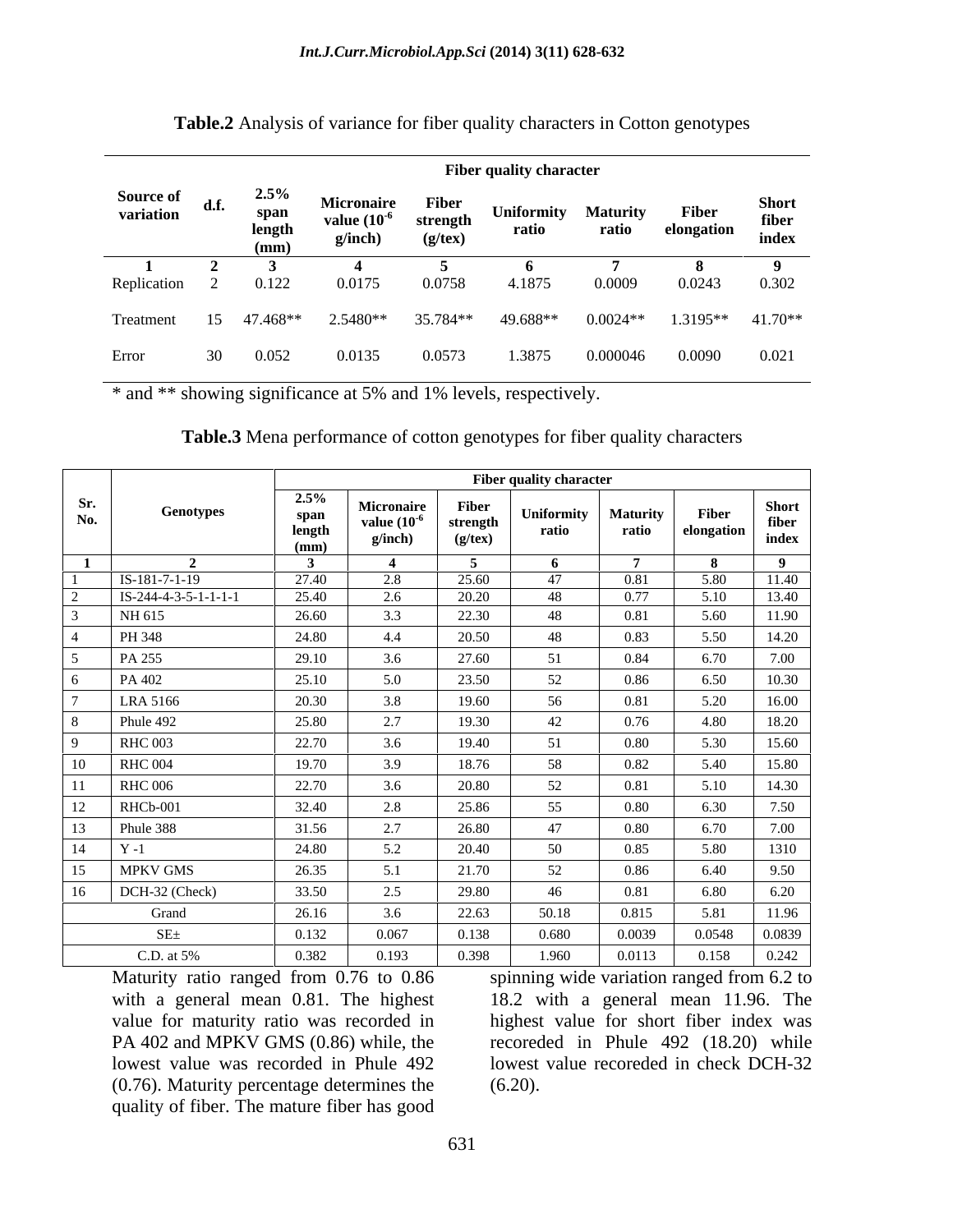**Table.2** Analysis of variance for fiber quality characters in Cotton genotypes

| Source of variation | d.f. | Fiber quality character | | | | | | |
|---|---|---|---|---|---|---|---|---|
| | | 2.5% span length (mm) | Micronaire value ($10^{-6}$ g/inch) | Fiber strength (g/tex) | Uniformity ratio | Maturity ratio | Fiber elongation | Short fiber index |
| 1 | 2 | 3 | 4 | 5 | 6 | 7 | 8 | 9 |
| Replication | 2 | 0.122 | 0.0175 | 0.0758 | 4.1875 | 0.0009 | 0.0243 | 0.302 |
| Treatment | 15 | 47.468** | 2.5480** | 35.784** | 49.688** | 0.0024** | 1.3195** | 41.70** |
| Error | 30 | 0.052 | 0.0135 | 0.0573 | 1.3875 | 0.000046 | 0.0090 | 0.021 |

* and ** showing significance at 5% and 1% levels, respectively.

**Table.3** Mena performance of cotton genotypes for fiber quality characters

| Sr. No. | Genotypes | Fiber quality character | | | | | | |
|---|---|---|---|---|---|---|---|---|
| | | 2.5% span length (mm) | Micronaire value ($10^{-6}$ g/inch) | Fiber strength (g/tex) | Uniformity ratio | Maturity ratio | Fiber elongation | Short fiber index |
| 1 | 2 | 3 | 4 | 5 | 6 | 7 | 8 | 9 |
| 1 | IS-181-7-1-19 | 27.40 | 2.8 | 25.60 | 47 | 0.81 | 5.80 | 11.40 |
| 2 | IS-244-4-3-5-1-1-1-1 | 25.40 | 2.6 | 20.20 | 48 | 0.77 | 5.10 | 13.40 |
| 3 | NH 615 | 26.60 | 3.3 | 22.30 | 48 | 0.81 | 5.60 | 11.90 |
| 4 | PH 348 | 24.80 | 4.4 | 20.50 | 48 | 0.83 | 5.50 | 14.20 |
| 5 | PA 255 | 29.10 | 3.6 | 27.60 | 51 | 0.84 | 6.70 | 7.00 |
| 6 | PA 402 | 25.10 | 5.0 | 23.50 | 52 | 0.86 | 6.50 | 10.30 |
| 7 | LRA 5166 | 20.30 | 3.8 | 19.60 | 56 | 0.81 | 5.20 | 16.00 |
| 8 | Phule 492 | 25.80 | 2.7 | 19.30 | 42 | 0.76 | 4.80 | 18.20 |
| 9 | RHC 003 | 22.70 | 3.6 | 19.40 | 51 | 0.80 | 5.30 | 15.60 |
| 10 | RHC 004 | 19.70 | 3.9 | 18.76 | 58 | 0.82 | 5.40 | 15.80 |
| 11 | RHC 006 | 22.70 | 3.6 | 20.80 | 52 | 0.81 | 5.10 | 14.30 |
| 12 | RHCb-001 | 32.40 | 2.8 | 25.86 | 55 | 0.80 | 6.30 | 7.50 |
| 13 | Phule 388 | 31.56 | 2.7 | 26.80 | 47 | 0.80 | 6.70 | 7.00 |
| 14 | Y -1 | 24.80 | 5.2 | 20.40 | 50 | 0.85 | 5.80 | 1310 |
| 15 | MPKV GMS | 26.35 | 5.1 | 21.70 | 52 | 0.86 | 6.40 | 9.50 |
| 16 | DCH-32 (Check) | 33.50 | 2.5 | 29.80 | 46 | 0.81 | 6.80 | 6.20 |
| Grand | | 26.16 | 3.6 | 22.63 | 50.18 | 0.815 | 5.81 | 11.96 |
| SE± | | 0.132 | 0.067 | 0.138 | 0.680 | 0.0039 | 0.0548 | 0.0839 |
| C.D. at 5% | | 0.382 | 0.193 | 0.398 | 1.960 | 0.0113 | 0.158 | 0.242 |

Maturity ratio ranged from 0.76 to 0.86 with a general mean 0.81. The highest value for maturity ratio was recorded in PA 402 and MPKV GMS (0.86) while, the lowest value was recorded in Phule 492 (0.76). Maturity percentage determines the quality of fiber. The mature fiber has good spinning wide variation ranged from 6.2 to 18.2 with a general mean 11.96. The highest value for short fiber index was recoreded in Phule 492 (18.20) while lowest value recoreded in check DCH-32 (6.20).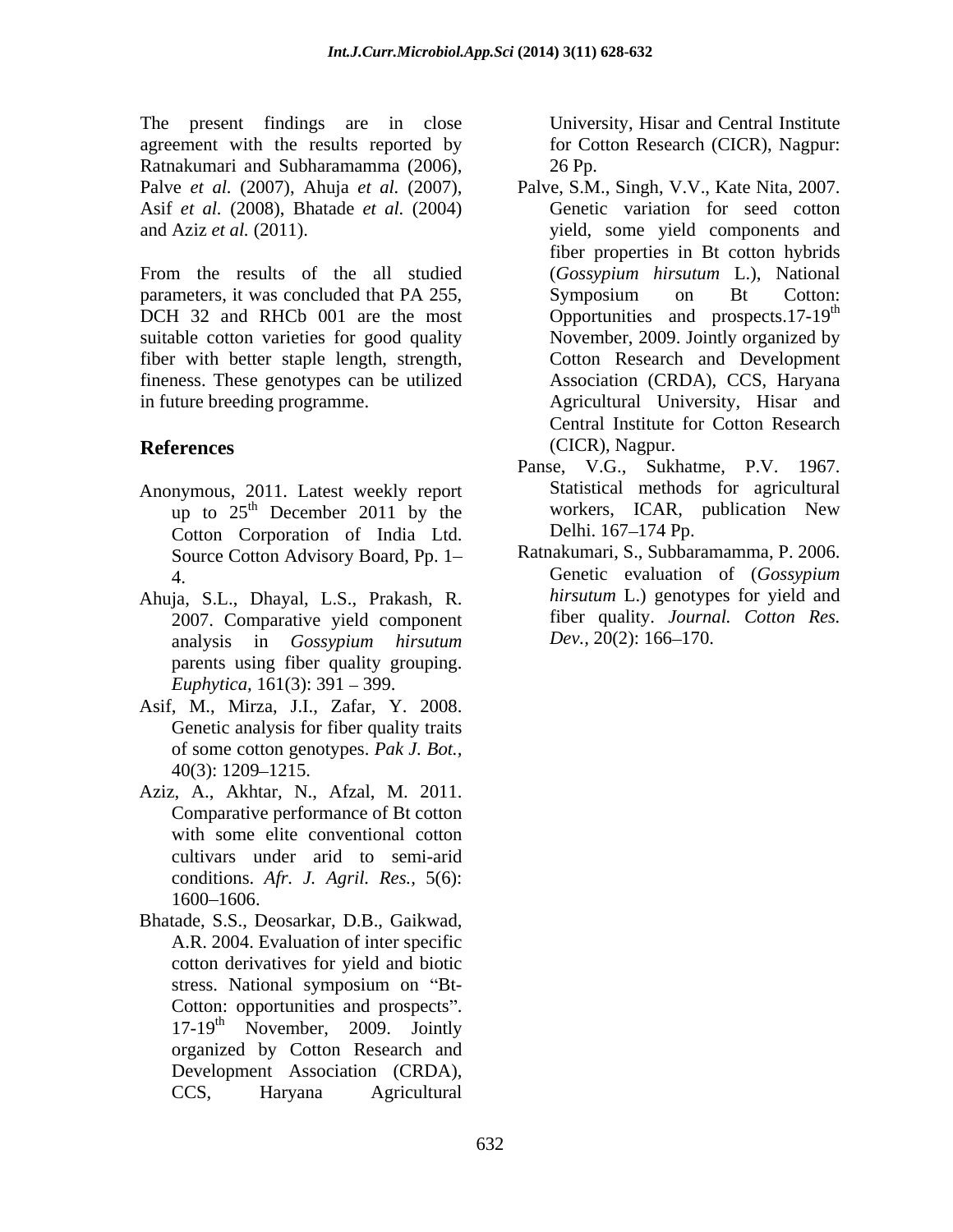The present findings are in close agreement with the results reported by Ratnakumari and Subharamamma (2006), Palve *et al.* (2007), Ahuja *et al.* (2007), Asif *et al.* (2008), Bhatade *et al.* (2004) and Aziz *et al.* (2011).

From the results of the all studied parameters, it was concluded that PA 255, DCH 32 and RHCb 001 are the most suitable cotton varieties for good quality fiber with better staple length, strength, fineness. These genotypes can be utilized in future breeding programme.

## References

Anonymous, 2011. Latest weekly report up to 25th December 2011 by the Cotton Corporation of India Ltd. Source Cotton Advisory Board, Pp. 1–4.

Ahuja, S.L., Dhayal, L.S., Prakash, R. 2007. Comparative yield component analysis in *Gossypium hirsutum* parents using fiber quality grouping. *Euphytica,* 161(3): 391 – 399.

Asif, M., Mirza, J.I., Zafar, Y. 2008. Genetic analysis for fiber quality traits of some cotton genotypes. *Pak J. Bot.,* 40(3): 1209–1215.

Aziz, A., Akhtar, N., Afzal, M. 2011. Comparative performance of Bt cotton with some elite conventional cotton cultivars under arid to semi-arid conditions. *Afr. J. Agril. Res.,* 5(6): 1600–1606.

Bhatade, S.S., Deosarkar, D.B., Gaikwad, A.R. 2004. Evaluation of inter specific cotton derivatives for yield and biotic stress. National symposium on "Bt-Cotton: opportunities and prospects". 17-19th November, 2009. Jointly organized by Cotton Research and Development Association (CRDA), CCS, Haryana Agricultural University, Hisar and Central Institute for Cotton Research (CICR), Nagpur: 26 Pp.

Palve, S.M., Singh, V.V., Kate Nita, 2007. Genetic variation for seed cotton yield, some yield components and fiber properties in Bt cotton hybrids (*Gossypium hirsutum* L.), National Symposium on Bt Cotton: Opportunities and prospects.17-19th November, 2009. Jointly organized by Cotton Research and Development Association (CRDA), CCS, Haryana Agricultural University, Hisar and Central Institute for Cotton Research (CICR), Nagpur.

Panse, V.G., Sukhatme, P.V. 1967. Statistical methods for agricultural workers, ICAR, publication New Delhi. 167–174 Pp.

Ratnakumari, S., Subbaramamma, P. 2006. Genetic evaluation of (*Gossypium hirsutum* L.) genotypes for yield and fiber quality. *Journal. Cotton Res. Dev.,* 20(2): 166–170.